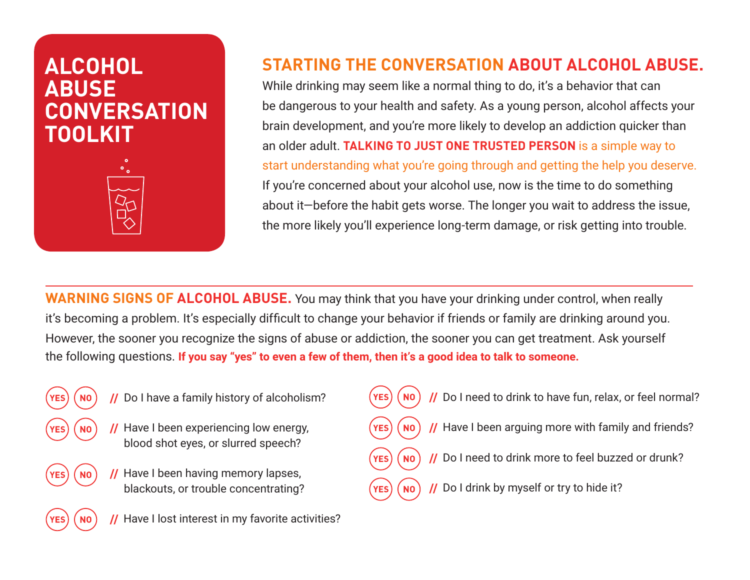# ALCOHOL ABUSE CONVERSATION TOOLKIT

## STARTING THE CONVERSATION ABOUT ALCOHOL ABUSE.

While drinking may seem like a normal thing to do, it's a behavior that can be dangerous to your health and safety. As a young person, alcohol affects your brain development, and you're more likely to develop an addiction quicker than an older adult. **TALKING TO JUST ONE TRUSTED PERSON** is a simple way to start understanding what you're going through and getting the help you deserve. If you're concerned about your alcohol use, now is the time to do something about it—before the habit gets worse. The longer you wait to address the issue, the more likely you'll experience long-term damage, or risk getting into trouble.

---

**WARNING SIGNS OF ALCOHOL ABUSE.** You may think that you have your drinking under control, when really it's becoming a problem. It's especially difficult to change your behavior if friends or family are drinking around you. However, the sooner you recognize the signs of abuse or addiction, the sooner you can get treatment. Ask yourself the following questions. **If you say "yes" to even a few of them, then it's a good idea to talk to someone.**

- YES NO // Do I have a family history of alcoholism?
- YES NO // Have I been experiencing low energy, blood shot eyes, or slurred speech?
- YES NO // Have I been having memory lapses, blackouts, or trouble concentrating?
- YES NO // Have I lost interest in my favorite activities?
- YES NO // Do I need to drink to have fun, relax, or feel normal?
- YES NO // Have I been arguing more with family and friends?
- YES NO // Do I need to drink more to feel buzzed or drunk?
- YES NO // Do I drink by myself or try to hide it?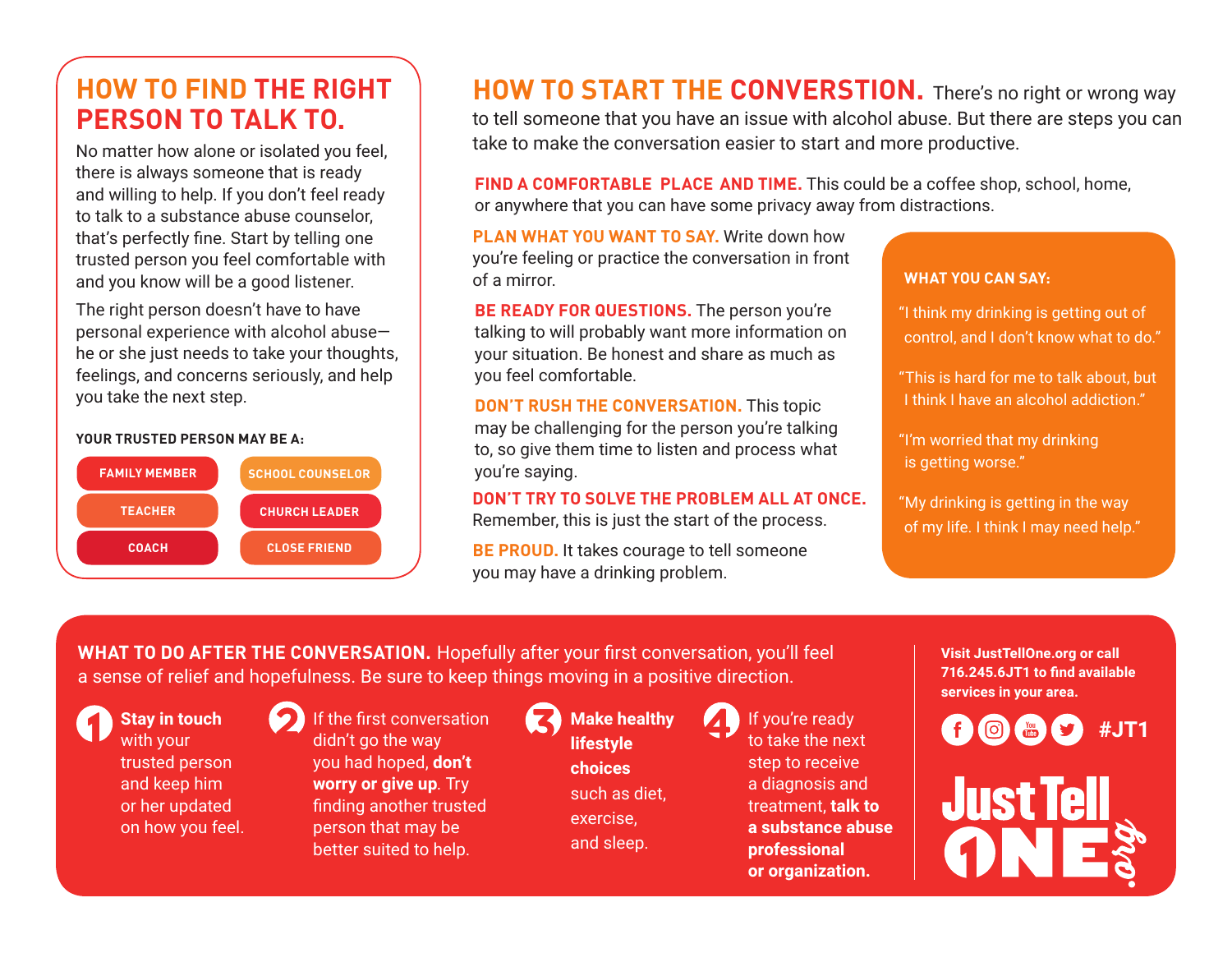## HOW TO FIND THE RIGHT PERSON TO TALK TO.

No matter how alone or isolated you feel, there is always someone that is ready and willing to help. If you don't feel ready to talk to a substance abuse counselor, that's perfectly fine. Start by telling one trusted person you feel comfortable with and you know will be a good listener.

The right person doesn't have to have personal experience with alcohol abuse—he or she just needs to take your thoughts, feelings, and concerns seriously, and help you take the next step.

**YOUR TRUSTED PERSON MAY BE A:**

- FAMILY MEMBER
- SCHOOL COUNSELOR
- TEACHER
- CHURCH LEADER
- COACH
- CLOSE FRIEND

## HOW TO START THE CONVERSTION.

There's no right or wrong way to tell someone that you have an issue with alcohol abuse. But there are steps you can take to make the conversation easier to start and more productive.

**FIND A COMFORTABLE PLACE AND TIME.** This could be a coffee shop, school, home, or anywhere that you can have some privacy away from distractions.

**PLAN WHAT YOU WANT TO SAY.** Write down how you're feeling or practice the conversation in front of a mirror.

**BE READY FOR QUESTIONS.** The person you're talking to will probably want more information on your situation. Be honest and share as much as you feel comfortable.

**DON'T RUSH THE CONVERSATION.** This topic may be challenging for the person you're talking to, so give them time to listen and process what you're saying.

**DON'T TRY TO SOLVE THE PROBLEM ALL AT ONCE.** Remember, this is just the start of the process.

**BE PROUD.** It takes courage to tell someone you may have a drinking problem.

**WHAT YOU CAN SAY:**

"I think my drinking is getting out of control, and I don't know what to do."

"This is hard for me to talk about, but I think I have an alcohol addiction."

"I'm worried that my drinking is getting worse."

"My drinking is getting in the way of my life. I think I may need help."

## WHAT TO DO AFTER THE CONVERSATION.

Hopefully after your first conversation, you'll feel a sense of relief and hopefulness. Be sure to keep things moving in a positive direction.

1. **Stay in touch** with your trusted person and keep him or her updated on how you feel.
2. If the first conversation didn't go the way you had hoped, **don't worry or give up**. Try finding another trusted person that may be better suited to help.
3. **Make healthy lifestyle choices** such as diet, exercise, and sleep.
4. If you're ready to take the next step to receive a diagnosis and treatment, **talk to a substance abuse professional or organization.**

**Visit JustTellOne.org or call 716.245.6JT1 to find available services in your area.**

#JT1

Just Tell ONE.org